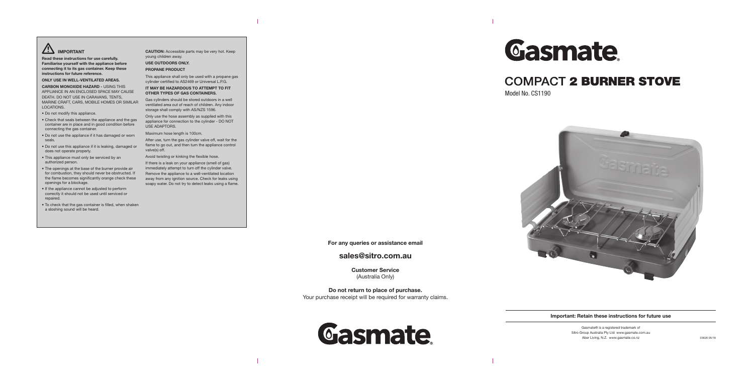## IMPORTANT

**Read these instructions for use carefully. Familiarise yourself with the appliance before connecting it to its gas container. Keep these instructions for future reference.**

**ONLY USE IN WELL-VENTILATED AREAS.**

**CARBON MONOXIDE HAZARD -** USING THIS APPLIANCE IN AN ENCLOSED SPACE MAY CAUSE DEATH. DO NOT USE IN CARAVANS, TENTS, MARINE CRAFT, CARS, MOBILE HOMES OR SIMILAR LOCATIONS.

- Do not modify this appliance.
- Check that seals between the appliance and the gas container are in place and in good condition before connecting the gas container.
- Do not use the appliance if it has damaged or worn seals.
- Do not use this appliance if it is leaking, damaged or does not operate properly.
- This appliance must only be serviced by an authorized person.
- The openings at the base of the burner provide air for combustion, they should never be obstructed. If the flame becomes significantly orange check these openings for a blockage.
- If the appliance cannot be adjusted to perform correctly it should not be used until serviced or repaired.
- To check that the gas container is filled, when shaken a sloshing sound will be heard.

**CAUTION:** Accessible parts may be very hot. Keep young children away.

**USE OUTDOORS ONLY.**

**PROPANE PRODUCT**

This appliance shall only be used with a propane gas cylinder certified to AS2469 or Universal L.P.G.

**IT MAY BE HAZARDOUS TO ATTEMPT TO FIT OTHER TYPES OF GAS CONTAINERS.**

Gas cylinders should be stored outdoors in a well ventilated area out of reach of children. Any indoor storage shall comply with AS/NZS 1596.

Only use the hose assembly as supplied with this appliance for connection to the cylinder - DO NOT USE ADAPTORS.

Maximum hose length is 100cm.

After use, turn the gas cylinder valve off, wait for the flame to go out, and then turn the appliance control valve(s) off.

Avoid twisting or kinking the flexible hose.

If there is a leak on your appliance (smell of gas) immediately attempt to turn off the cylinder valve. Remove the appliance to a well-ventilated location away from any ignition source. Check for leaks using soapy water. Do not try to detect leaks using a flame.

**For any queries or assistance email**

**sales@sitro.com.au**

**Customer Service**
(Australia Only)

**Do not return to place of purchase.**
Your purchase receipt will be required for warranty claims.

Gasmate

# Gasmate

# COMPACT 2 BURNER STOVE

Model No. CS1190

**Important: Retain these instructions for future use**

Gasmate® is a registered trademark of
Sitro Group Australia Pty Ltd www.gasmate.com.au
Aber Living, N.Z. www.gasmate.co.nz

03626 05/18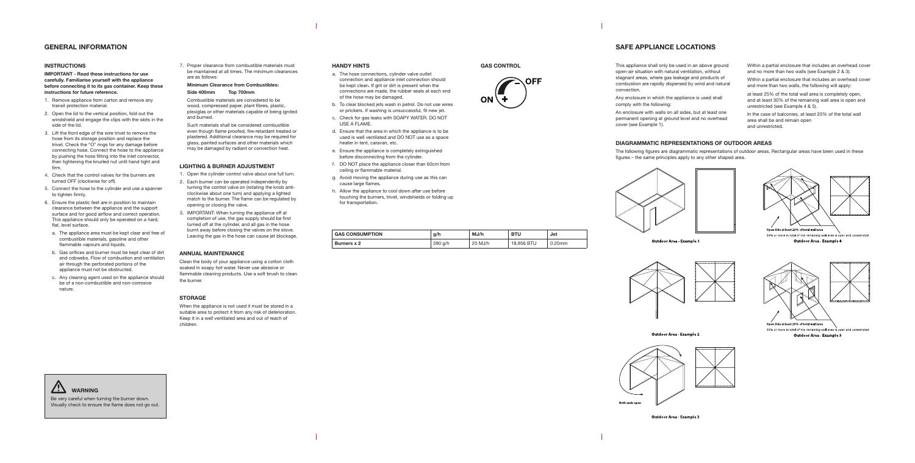## GENERAL INFORMATION

### INSTRUCTIONS

**IMPORTANT - Read these instructions for use carefully. Familiarise yourself with the appliance before connecting it to its gas container. Keep these instructions for future reference.**

1. Remove appliance from carton and remove any transit protection material.
2. Open the lid to the vertical position, fold out the windshield and engage the clips with the slots in the side of the lid.
3. Lift the front edge of the wire trivet to remove the hose from its storage position and replace the trivet. Check the "O" rings for any damage before connecting hose. Connect the hose to the appliance by pushing the hose fitting into the inlet connector, then tightening the knurled nut until hand tight and firm.
4. Check that the control valves for the burners are turned OFF (clockwise for off).
5. Connect the hose to the cylinder and use a spanner to tighten firmly.
6. Ensure the plastic feet are in position to maintain clearance between the appliance and the support surface and for good airflow and correct operation. This appliance should only be operated on a hard, flat, level surface.
   a. The appliance area must be kept clear and free of combustible materials, gasoline and other flammable vapours and liquids.
   b. Gas orifices and burner must be kept clear of dirt and cobwebs. Flow of combustion and ventilation air through the perforated portions of the appliance must not be obstructed.
   c. Any cleaning agent used on the appliance should be of a non-combustible and non-corrosive nature.
7. Proper clearance from combustible materials must be maintained at all times. The minimum clearances are as follows:

   **Minimum Clearance from Combustibles:**

   **Side 400mm Top 700mm**

   Combustible materials are considered to be wood, compressed paper, plant fibres, plastic, plexiglas or other materials capable of being ignited and burned.

   Such materials shall be considered combustible even though flame proofed, fire-retardant treated or plastered. Additional clearance may be required for glass, painted surfaces and other materials which may be damaged by radiant or convection heat.

### LIGHTING & BURNER ADJUSTMENT

1. Open the cylinder control valve about one full turn.
2. Each burner can be operated independently by turning the control valve on (rotating the knob anti-clockwise about one turn) and applying a lighted match to the burner. The flame can be regulated by opening or closing the valve.
3. IMPORTANT: When turning the appliance off at completion of use, the gas supply should be first turned off at the cylinder, and all gas in the hose burnt away before closing the valves on the stove. Leaving the gas in the hose can cause jet blockage.

### ANNUAL MAINTENANCE

Clean the body of your appliance using a cotton cloth soaked in soapy hot water. Never use abrasive or flammable cleaning products. Use a soft brush to clean the burner.

### STORAGE

When the appliance is not used it must be stored in a suitable area to protect it from any risk of deterioration. Keep it in a well ventilated area and out of reach of children.

**WARNING**

Be very careful when turning the burner down. Visually check to ensure the flame does not go out.

### HANDY HINTS

a. The hose connections, cylinder valve outlet connection and appliance inlet connection should be kept clean. If grit or dirt is present when the connections are made, the rubber seals at each end of the hose may be damaged.
b. To clear blocked jets wash in petrol. Do not use wires or prickers. If washing is unsuccessful, fit new jet.
c. Check for gas leaks with SOAPY WATER. DO NOT USE A FLAME.
d. Ensure that the area in which the appliance is to be used is well ventilated and DO NOT use as a space heater in tent, caravan, etc.
e. Ensure the appliance is completely extinguished before disconnecting from the cylinder.
f. DO NOT place the appliance closer than 60cm from ceiling or flammable material.
g. Avoid moving the appliance during use as this can cause large flames.
h. Allow the appliance to cool down after use before touching the burners, trivet, windshields or folding up for transportation.

### GAS CONTROL

OFF
ON

| GAS CONSUMPTION | g/h | MJ/h | BTU | Jet |
|---|---|---|---|---|
| Burners x 2 | 390 g/h | 20 MJ/h | 18,956 BTU | 0.20mm |

## SAFE APPLIANCE LOCATIONS

This appliance shall only be used in an above ground open-air situation with natural ventilation, without stagnant areas, where gas leakage and products of combustion are rapidly dispersed by wind and natural convection.

Any enclosure in which the appliance is used shall comply with the following:

An enclosure with walls on all sides, but at least one permanent opening at ground level and no overhead cover (see Example 1).

Within a partial enclosure that includes an overhead cover and no more than two walls (see Example 2 & 3).

Within a partial enclosure that includes an overhead cover and more than two walls, the following will apply:

at least 25% of the total wall area is completely open, and at least 30% of the remaining wall area is open and unrestricted (see Example 4 & 5).

In the case of balconies, at least 20% of the total wall area shall be and remain open and unrestricted.

### DIAGRAMMATIC REPRESENTATIONS OF OUTDOOR AREAS

The following figures are diagrammatic representations of outdoor areas. Rectangular areas have been used in these figures – the same principles apply to any other shaped area.

Outdoor Area - Example 1

Outdoor Area - Example 2

Both ends open

Outdoor Area - Example 3

Open Side at least 25% of total wall area
30% or more in total of the remaining wall area is open and unrestricted

Outdoor Area - Example 4

Open Side at least 25% of total wall area
30% or more in total of the remaining wall area is open and unrestricted

Outdoor Area - Example 5